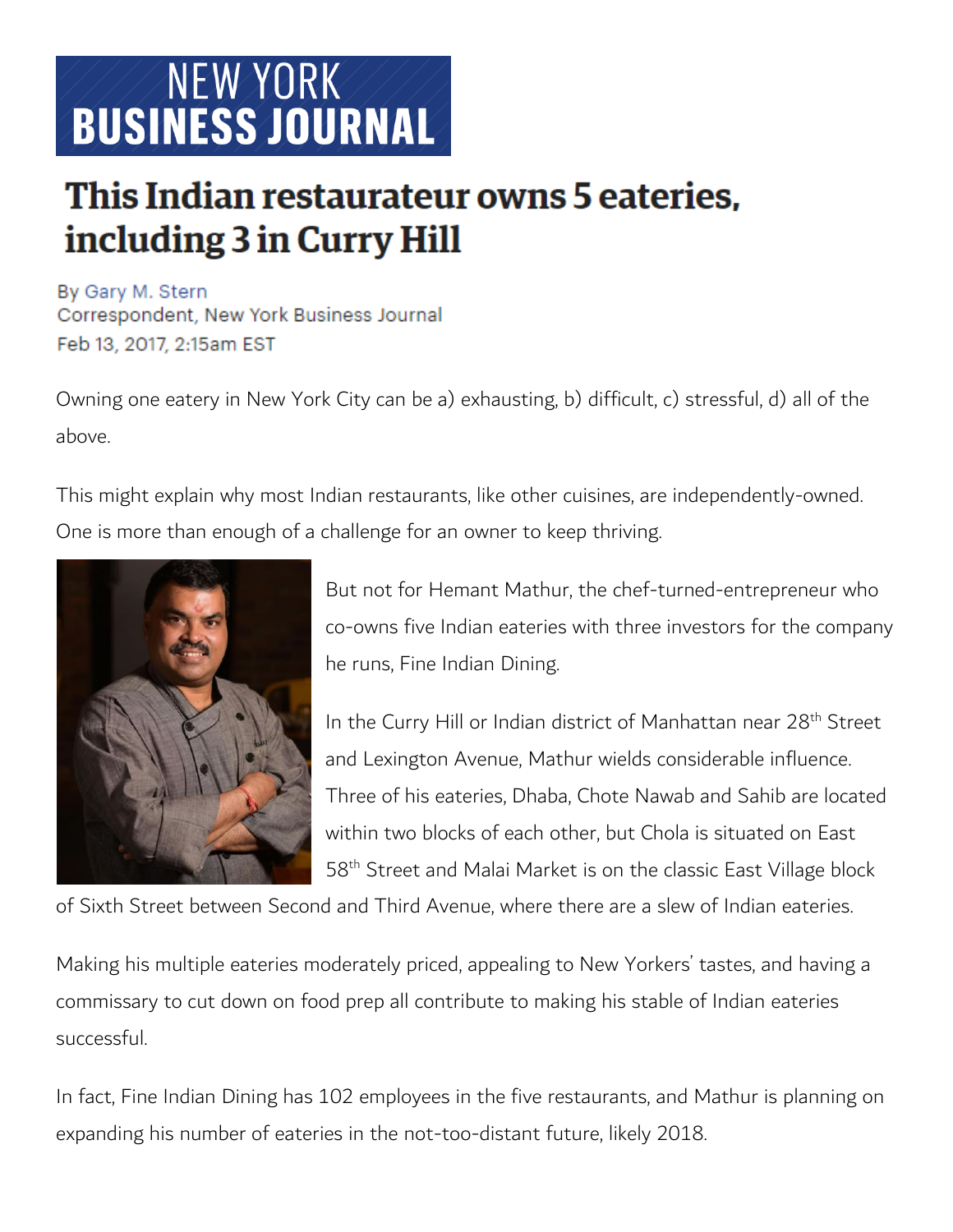# NEW YORK BUSINESS JOURNAL

## This Indian restaurateur owns 5 eateries, including 3 in Curry Hill

By Gary M. Stern
Correspondent, New York Business Journal
Feb 13, 2017, 2:15am EST

Owning one eatery in New York City can be a) exhausting, b) difficult, c) stressful, d) all of the above.

This might explain why most Indian restaurants, like other cuisines, are independently-owned. One is more than enough of a challenge for an owner to keep thriving.

But not for Hemant Mathur, the chef-turned-entrepreneur who co-owns five Indian eateries with three investors for the company he runs, Fine Indian Dining.

In the Curry Hill or Indian district of Manhattan near 28th Street and Lexington Avenue, Mathur wields considerable influence. Three of his eateries, Dhaba, Chote Nawab and Sahib are located within two blocks of each other, but Chola is situated on East 58th Street and Malai Market is on the classic East Village block of Sixth Street between Second and Third Avenue, where there are a slew of Indian eateries.

Making his multiple eateries moderately priced, appealing to New Yorkers' tastes, and having a commissary to cut down on food prep all contribute to making his stable of Indian eateries successful.

In fact, Fine Indian Dining has 102 employees in the five restaurants, and Mathur is planning on expanding his number of eateries in the not-too-distant future, likely 2018.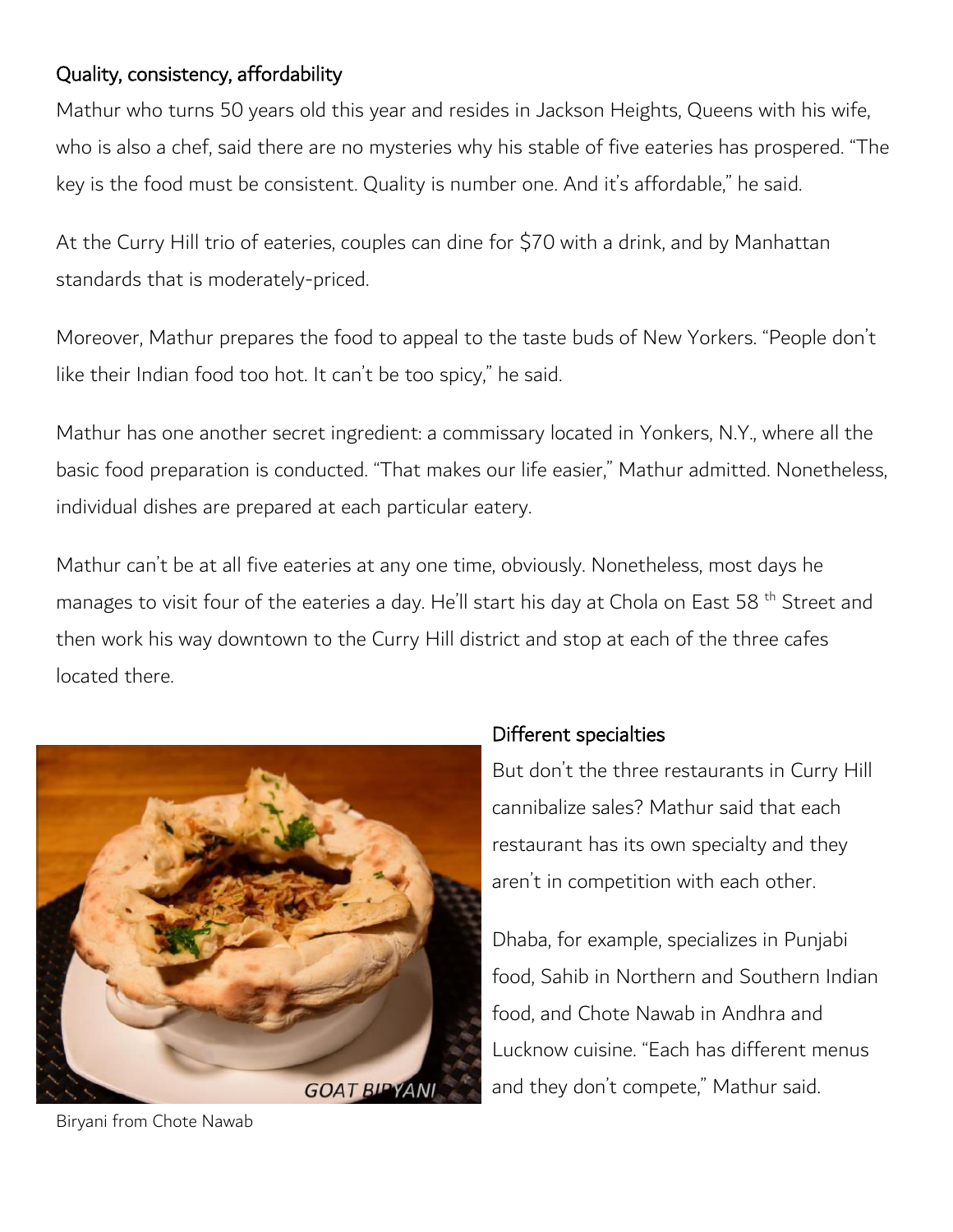### Quality, consistency, affordability

Mathur who turns 50 years old this year and resides in Jackson Heights, Queens with his wife, who is also a chef, said there are no mysteries why his stable of five eateries has prospered. "The key is the food must be consistent. Quality is number one. And it's affordable," he said.

At the Curry Hill trio of eateries, couples can dine for $70 with a drink, and by Manhattan standards that is moderately-priced.

Moreover, Mathur prepares the food to appeal to the taste buds of New Yorkers. "People don't like their Indian food too hot. It can't be too spicy," he said.

Mathur has one another secret ingredient: a commissary located in Yonkers, N.Y., where all the basic food preparation is conducted. "That makes our life easier," Mathur admitted. Nonetheless, individual dishes are prepared at each particular eatery.

Mathur can't be at all five eateries at any one time, obviously. Nonetheless, most days he manages to visit four of the eateries a day. He'll start his day at Chola on East 58th Street and then work his way downtown to the Curry Hill district and stop at each of the three cafes located there.

Biryani from Chote Nawab

### Different specialties

But don't the three restaurants in Curry Hill cannibalize sales? Mathur said that each restaurant has its own specialty and they aren't in competition with each other.

Dhaba, for example, specializes in Punjabi food, Sahib in Northern and Southern Indian food, and Chote Nawab in Andhra and Lucknow cuisine. "Each has different menus and they don't compete," Mathur said.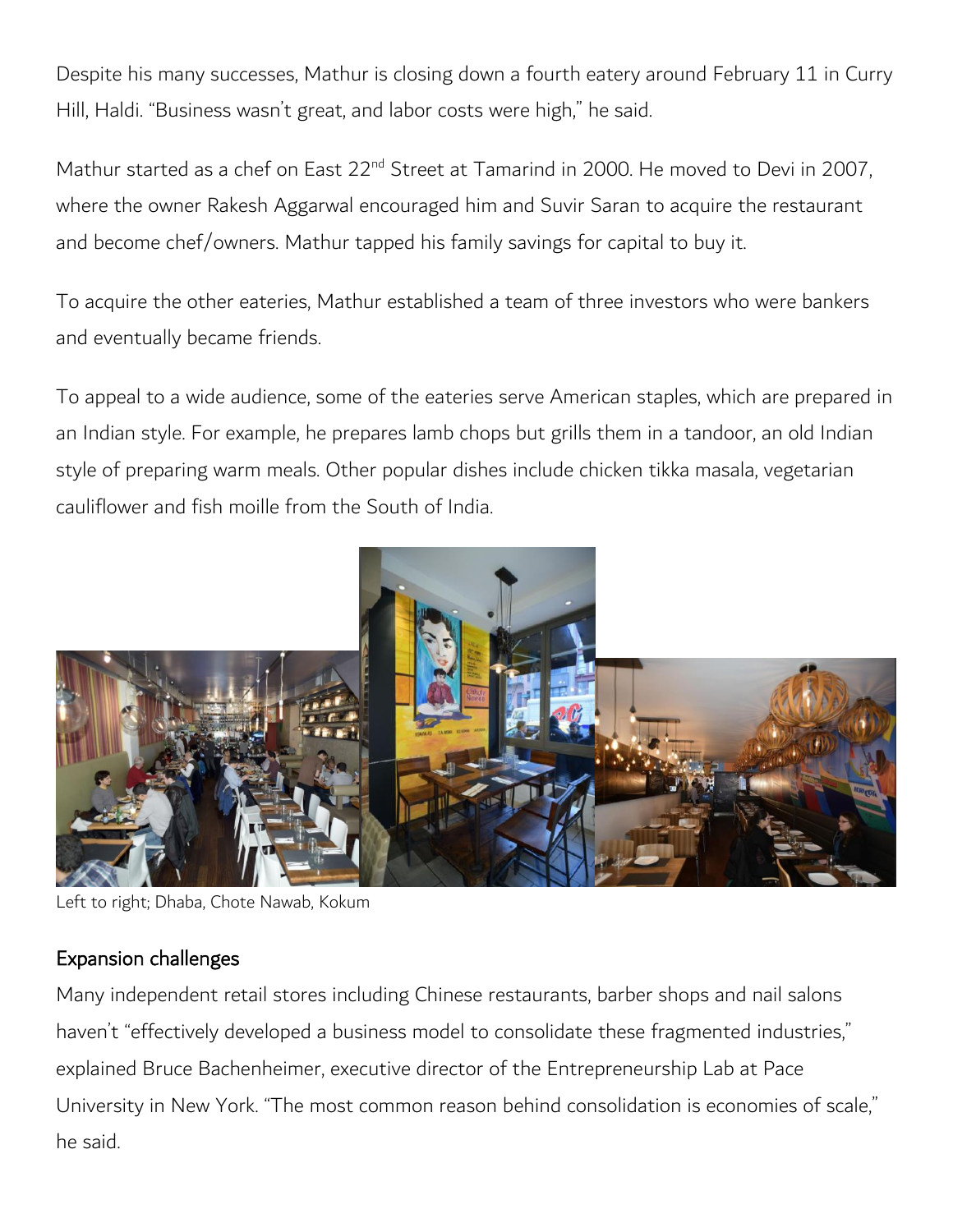Despite his many successes, Mathur is closing down a fourth eatery around February 11 in Curry Hill, Haldi. "Business wasn't great, and labor costs were high," he said.

Mathur started as a chef on East 22nd Street at Tamarind in 2000. He moved to Devi in 2007, where the owner Rakesh Aggarwal encouraged him and Suvir Saran to acquire the restaurant and become chef/owners. Mathur tapped his family savings for capital to buy it.

To acquire the other eateries, Mathur established a team of three investors who were bankers and eventually became friends.

To appeal to a wide audience, some of the eateries serve American staples, which are prepared in an Indian style. For example, he prepares lamb chops but grills them in a tandoor, an old Indian style of preparing warm meals. Other popular dishes include chicken tikka masala, vegetarian cauliflower and fish moille from the South of India.

Left to right; Dhaba, Chote Nawab, Kokum

## Expansion challenges

Many independent retail stores including Chinese restaurants, barber shops and nail salons haven't "effectively developed a business model to consolidate these fragmented industries," explained Bruce Bachenheimer, executive director of the Entrepreneurship Lab at Pace University in New York. "The most common reason behind consolidation is economies of scale," he said.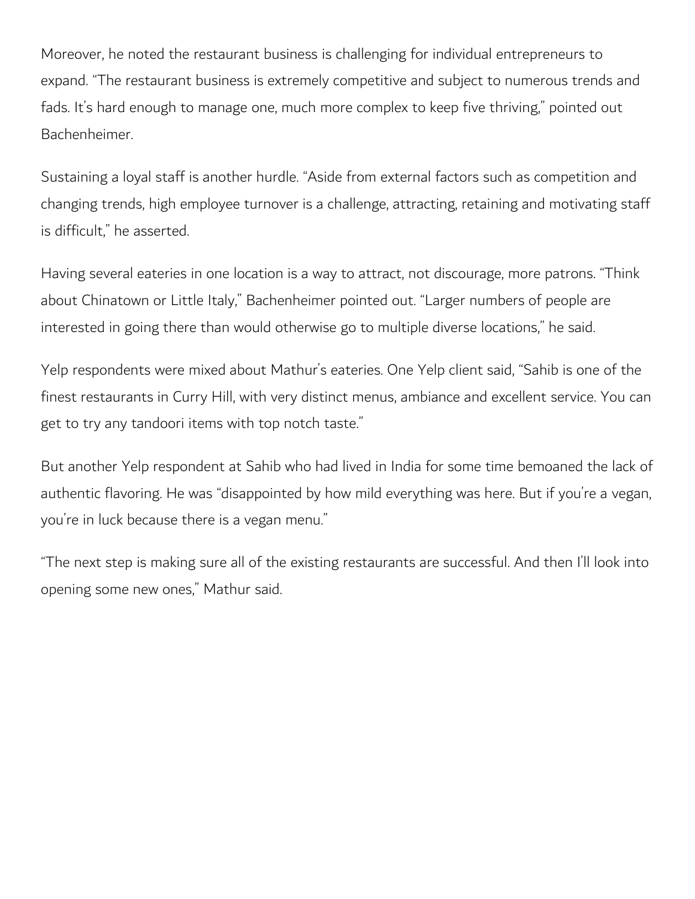Moreover, he noted the restaurant business is challenging for individual entrepreneurs to expand. "The restaurant business is extremely competitive and subject to numerous trends and fads. It's hard enough to manage one, much more complex to keep five thriving," pointed out Bachenheimer.

Sustaining a loyal staff is another hurdle. "Aside from external factors such as competition and changing trends, high employee turnover is a challenge, attracting, retaining and motivating staff is difficult," he asserted.

Having several eateries in one location is a way to attract, not discourage, more patrons. "Think about Chinatown or Little Italy," Bachenheimer pointed out. "Larger numbers of people are interested in going there than would otherwise go to multiple diverse locations," he said.

Yelp respondents were mixed about Mathur's eateries. One Yelp client said, "Sahib is one of the finest restaurants in Curry Hill, with very distinct menus, ambiance and excellent service. You can get to try any tandoori items with top notch taste."

But another Yelp respondent at Sahib who had lived in India for some time bemoaned the lack of authentic flavoring. He was "disappointed by how mild everything was here. But if you're a vegan, you're in luck because there is a vegan menu."

"The next step is making sure all of the existing restaurants are successful. And then I'll look into opening some new ones," Mathur said.